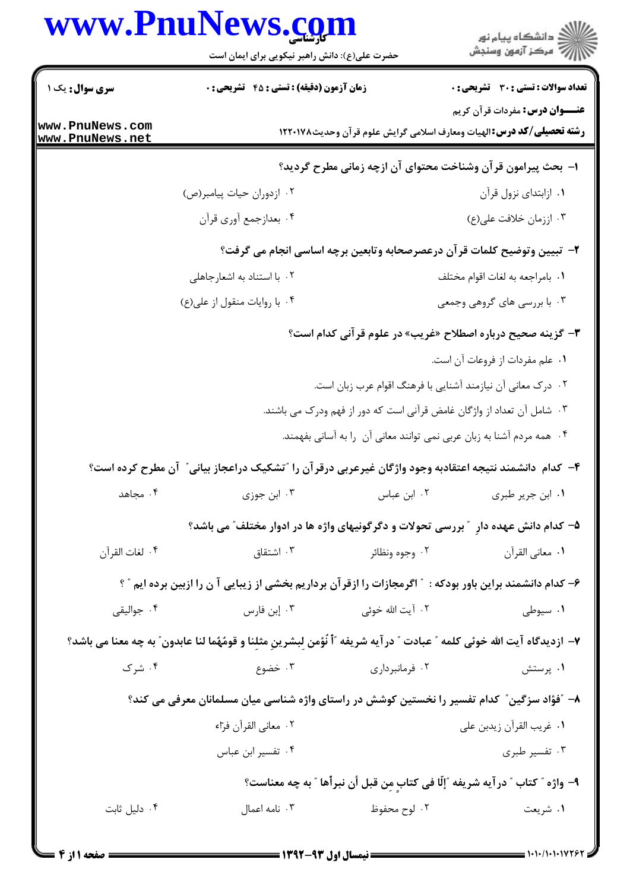**سری سوال:** یک ۱

**زمان آزمون (دقیقه) : تستی : ۴۵ تشریحی : ۰**

**تعداد سوالات : تستی : ۳۰ تشریحی : ۰**

**عنـــوان درس:** مفردات قرآن کریم

**رشته تحصیلی/کد درس:** الهیات ومعارف اسلامی گرایش علوم قرآن وحدیث۱۲۲۰۱۷۸

**۱- بحث پیرامون قرآن وشناخت محتوای آن ازچه زمانی مطرح گردید؟**

۱. ازابتدای نزول قرآن
۲. ازدوران حیات پیامبر(ص)
۳. اززمان خلافت علی(ع)
۴. بعدازجمع آوری قرآن

**۲- تبیین وتوضیح کلمات قرآن درعصرصحابه وتابعین برچه اساسی انجام می گرفت؟**

۱. بامراجعه به لغات اقوام مختلف
۲. با استناد به اشعارجاهلی
۳. با بررسی های گروهی وجمعی
۴. با روایات منقول از علی(ع)

**۳- گزینه صحیح درباره اصطلاح «غریب» در علوم قرآنی کدام است؟**

۱. علم مفردات از فروعات آن است.
۲. درک معانی آن نیازمند آشنایی با فرهنگ اقوام عرب زبان است.
۳. شامل آن تعداد از واژگان غامض قرآنی است که دور از فهم ودرک می باشند.
۴. همه مردم آشنا به زبان عربی نمی توانند معانی آن را به آسانی بفهمند.

**۴- کدام دانشمند نتیجه اعتقادبه وجود واژگان غیرعربی درقرآن را "تشکیک دراعجاز بیانی" آن مطرح کرده است؟**

۱. ابن جریر طبری
۲. ابن عباس
۳. ابن جوزی
۴. مجاهد

**۵- کدام دانش عهده دارِ "بررسی تحولات و دگرگونیهای واژه ها در ادوار مختلف" می باشد؟**

۱. معانی القرآن
۲. وجوه ونظائر
۳. اشتقاق
۴. لغات القرآن

**۶- کدام دانشمند براین باور بودکه : " اگرمجازات را ازقرآن برداریم بخشی از زیبایی آ ن را ازبین برده ایم " ؟**

۱. سیوطی
۲. آیت الله خوئی
۳. إبن فارس
۴. جوالیقی

**۷- ازدیدگاه آیت الله خوئی کلمه " عبادت " درآیه شریفه "أ نُؤمن لِبشرینِ مثلِنا و قومُهما لنا عابدون" به چه معنا می باشد؟**

۱. پرستش
۲. فرمانبرداری
۳. خضوع
۴. شرک

**۸- "فؤاد سزگین" کدام تفسیر را نخستین کوشش در راستای واژه شناسی میان مسلمانان معرفی می کند؟**

۱. غریب القرآن زیدبن علی
۲. معانی القرآن فرّاء
۳. تفسیر طبری
۴. تفسیر ابن عباس

**۹- واژه " کتاب " درآیه شریفه "إلّا فی کتابٍ مِن قبل أن نبرأها " به چه معناست؟**

۱. شریعت
۲. لوح محفوظ
۳. نامه اعمال
۴. دلیل ثابت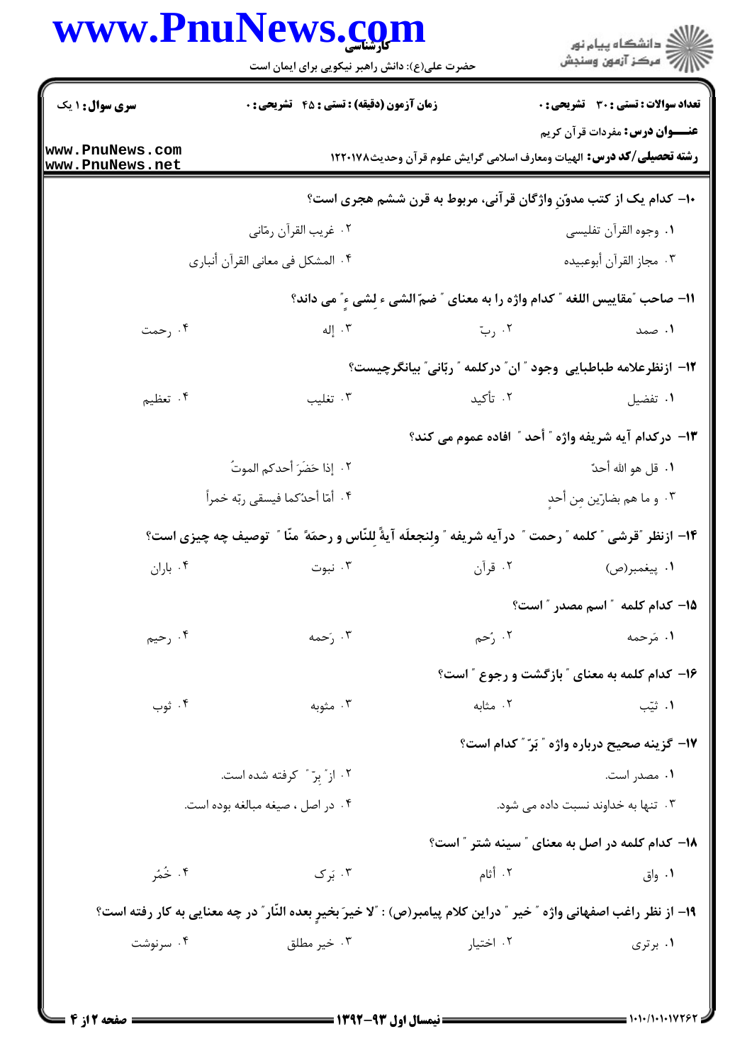۱۰- کدام یک از کتب مدوّنِ واژگان قرآنی، مربوط به قرن ششم هجری است؟

۱. وجوه القرآن تفلیسی
۲. غریب القرآن رمّانی
۳. مجاز القرآن أبوعبیده
۴. المشکل فی معانی القرآن أنباری

۱۱- صاحب "مقاییس اللغه" کدام واژه را به معنای "ضمّ الشی ء لِشی ءٍ" می داند؟

۱. صمد
۲. ربّ
۳. إله
۴. رحمت

۱۲- ازنظرعلامه طباطبایی وجود "ان" درکلمه "ربّانی" بیانگرچیست؟

۱. تفضیل
۲. تأکید
۳. تغلیب
۴. تعظیم

۱۳- درکدام آیه شریفه واژه "أحد" افاده عموم می کند؟

۱. قل هو الله أحدٌ
۲. إذا حَضَرَ أحدکم الموتُ
۳. و ما هم بضارّین مِن أحدٍ
۴. أمّا أحدُکما فیسقی ربّه خمراً

۱۴- ازنظر "قرشی" کلمه "رحمت" درآیه شریفه "ولِنجعلَه آیةً لِلنّاس و رحمَةً منّا" توصیف چه چیزی است؟

۱. پیغمبر(ص)
۲. قرآن
۳. نبوت
۴. باران

۱۵- کدام کلمه "اسم مصدر" است؟

۱. مَرحمه
۲. رُحم
۳. رَحمه
۴. رحیم

۱۶- کدام کلمه به معنای "بازگشت و رجوع" است؟

۱. ثیّب
۲. مثابه
۳. مثوبه
۴. ثوب

۱۷- گزینه صحیح درباره واژه "بَرّ" کدام است؟

۱. مصدر است.
۲. از "برّ" گرفته شده است.
۳. تنها به خداوند نسبت داده می شود.
۴. در اصل ، صیغه مبالغه بوده است.

۱۸- کدام کلمه در اصل به معنای "سینه شتر" است؟

۱. واق
۲. أثام
۳. بَرک
۴. خُمُر

۱۹- از نظر راغب اصفهانی واژه "خیر" دراین کلام پیامبر(ص) : "لا خیرَ بخیرٍ بعده النّار" در چه معنایی به کار رفته است؟

۱. برتری
۲. اختیار
۳. خیر مطلق
۴. سرنوشت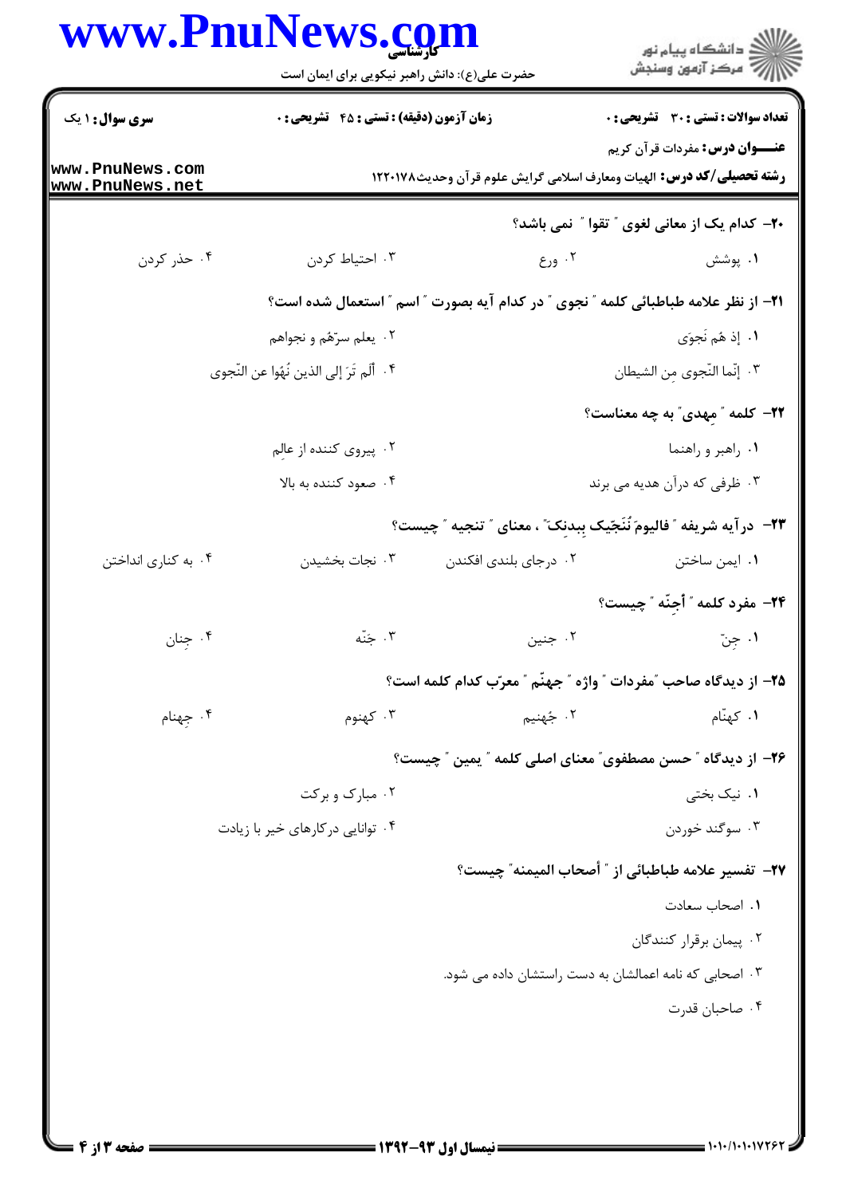**سری سوال:** ۱ یک | **زمان آزمون (دقیقه) : تستی : ۴۵ تشریحی : ۰** | **تعداد سوالات : تستی : ۳۰ تشریحی : ۰**

**عنـــوان درس:** مفردات قرآن کریم

**رشته تحصیلی/کد درس:** الهیات ومعارف اسلامی گرایش علوم قرآن وحدیث۱۲۲۰۱۷۸

**۲۰- کدام یک از معانی لغوی " تقوا " نمی باشد؟**

۱. پوشش ۲. ورع ۳. احتیاط کردن ۴. حذر کردن

**۲۱- از نظر علامه طباطبائی کلمه " نجوی " در کدام آیه بصورت " اسم " استعمال شده است؟**

۱. إذ هُم نَجوَی
۲. یعلم سرّهُم و نجواهم
۳. إنّما النّجوی مِن الشیطان
۴. ألَم تَرَ إلی الذین نُهُوا عن النّجوی

**۲۲- کلمه "مهدی" به چه معناست؟**

۱. راهبر و راهنما
۲. پیروی کننده از عالِم
۳. ظرفی که درآن هدیه می برند
۴. صعود کننده به بالا

**۲۳- درآیه شریفه "فالیومَ نُنَجّیک بِبدنِک" ، معنای " تنجیه " چیست؟**

۱. ایمن ساختن ۲. درجای بلندی افکندن ۳. نجات بخشیدن ۴. به کناری انداختن

**۲۴- مفرد کلمه " أجِنّه " چیست؟**

۱. جِنّ ۲. جنین ۳. جَنّه ۴. جِنان

**۲۵- از دیدگاه صاحب "مفردات " واژه " جهنّم " معرّب کدام کلمه است؟**

۱. کهنّام ۲. جُهنیم ۳. کهنوم ۴. جِهنام

**۲۶- از دیدگاه " حسن مصطفوی" معنای اصلی کلمه " یمین " چیست؟**

۱. نیک بختی
۲. مبارک و برکت
۳. سوگند خوردن
۴. توانایی درکارهای خیر با زیادت

**۲۷- تفسیر علامه طباطبائی از " أصحاب المیمنه" چیست؟**

۱. اصحاب سعادت
۲. پیمان برقرار کنندگان
۳. اصحابی که نامه اعمالشان به دست راستشان داده می شود.
۴. صاحبان قدرت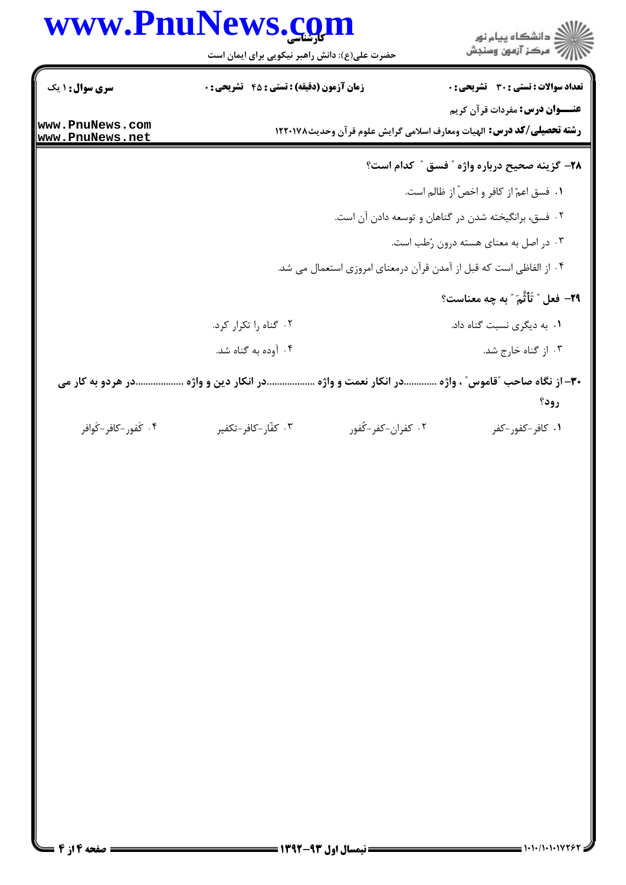سری سوال: ۱ یک | زمان آزمون (دقیقه) : تستی : ۴۵ تشریحی : ۰ | تعداد سوالات : تستی : ۳۰ تشریحی : ۰

**عنـــوان درس:** مفردات قرآن کریم

**رشته تحصیلی/کد درس:** الهیات ومعارف اسلامی گرایش علوم قرآن وحدیث۱۲۲۰۱۷۸

**۲۸- گزینه صحیح درباره واژه " فسق " کدام است؟**

۱. فسق اعمّ از کافر و اخصّ از ظالم است.

۲. فسق، برانگیخته شدن در گناهان و توسعه دادن آن است.

۳. در اصل به معنای هسته درون رُطب است.

۴. از الفاظی است که قبل از آمدن قرآن درمعنای امروزی استعمال می شد.

**۲۹- فعل " تَأَثَّمَ " به چه معناست؟**

۱. به دیگری نسبت گناه داد.

۲. گناه را تکرار کرد.

۳. از گناه خارج شد.

۴. آوده به گناه شد.

**۳۰- از نگاه صاحب "قاموس" ، واژه .............در انکار نعمت و واژه ...................در انکار دین و واژه ..................در هردو به کار می رود؟**

۱. کافر-کفور-کفر

۲. کفران-کفر-کُفور

۳. کفّار-کافر-تکفیر

۴. کَفور-کافر-کَوافر